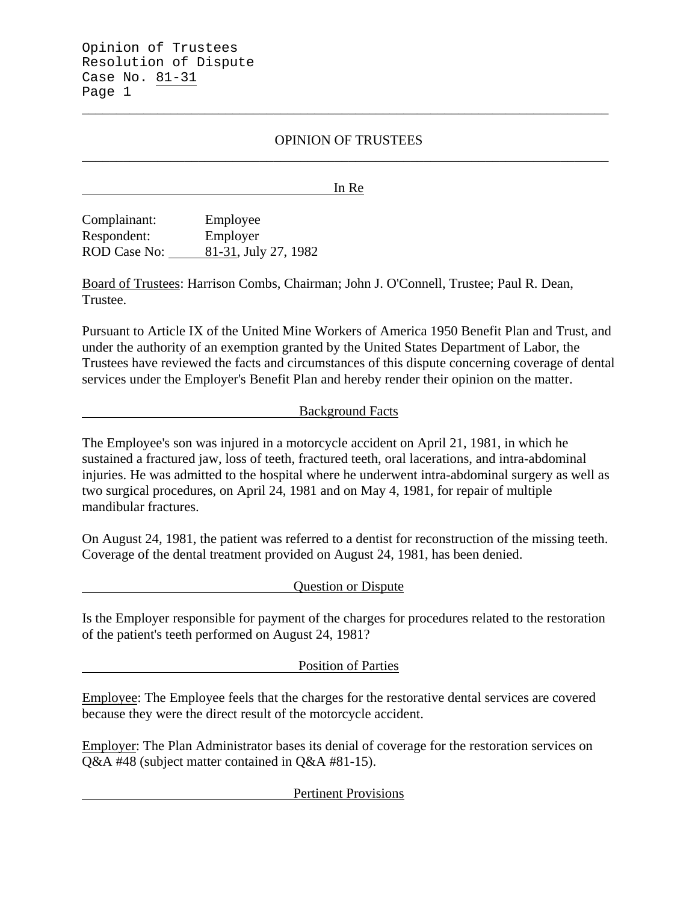# OPINION OF TRUSTEES

## In Re

Complainant: Employee
Respondent: Employer
ROD Case No: 81-31, July 27, 1982

Board of Trustees: Harrison Combs, Chairman; John J. O'Connell, Trustee; Paul R. Dean, Trustee.

Pursuant to Article IX of the United Mine Workers of America 1950 Benefit Plan and Trust, and under the authority of an exemption granted by the United States Department of Labor, the Trustees have reviewed the facts and circumstances of this dispute concerning coverage of dental services under the Employer's Benefit Plan and hereby render their opinion on the matter.

## Background Facts

The Employee's son was injured in a motorcycle accident on April 21, 1981, in which he sustained a fractured jaw, loss of teeth, fractured teeth, oral lacerations, and intra-abdominal injuries. He was admitted to the hospital where he underwent intra-abdominal surgery as well as two surgical procedures, on April 24, 1981 and on May 4, 1981, for repair of multiple mandibular fractures.

On August 24, 1981, the patient was referred to a dentist for reconstruction of the missing teeth. Coverage of the dental treatment provided on August 24, 1981, has been denied.

## Question or Dispute

Is the Employer responsible for payment of the charges for procedures related to the restoration of the patient's teeth performed on August 24, 1981?

## Position of Parties

Employee: The Employee feels that the charges for the restorative dental services are covered because they were the direct result of the motorcycle accident.

Employer: The Plan Administrator bases its denial of coverage for the restoration services on Q&A #48 (subject matter contained in Q&A #81-15).

## Pertinent Provisions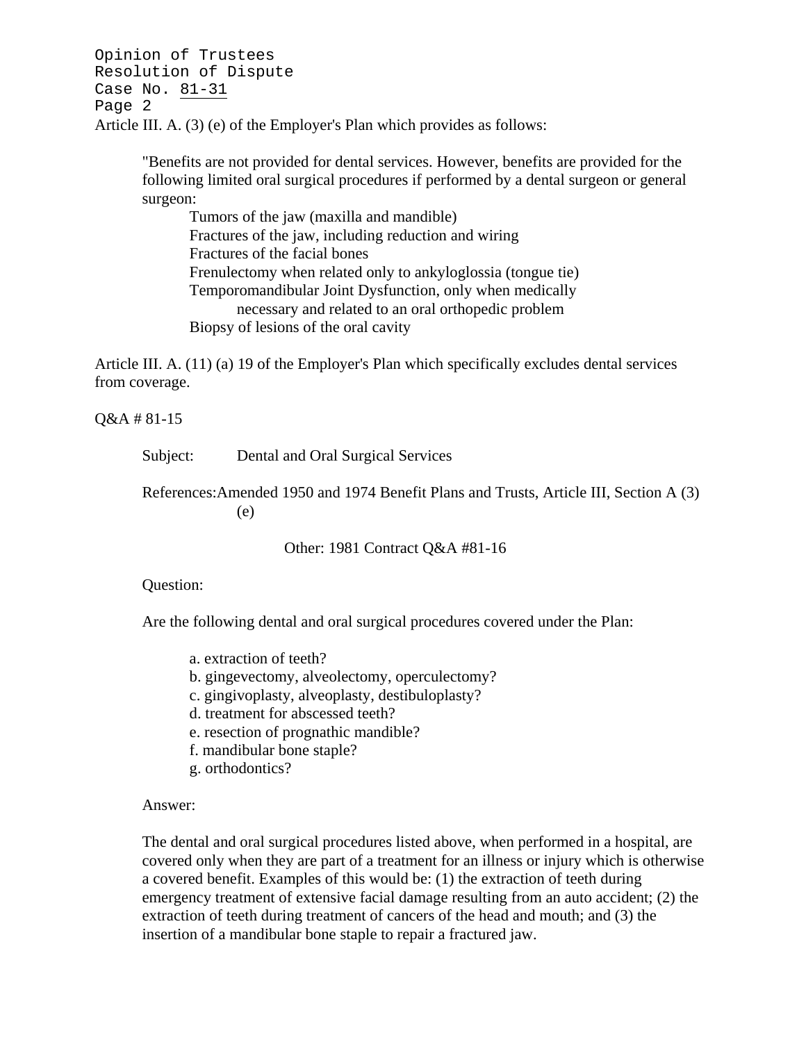Article III. A. (3) (e) of the Employer's Plan which provides as follows:

> "Benefits are not provided for dental services. However, benefits are provided for the following limited oral surgical procedures if performed by a dental surgeon or general surgeon:
>
> Tumors of the jaw (maxilla and mandible)
> Fractures of the jaw, including reduction and wiring
> Fractures of the facial bones
> Frenulectomy when related only to ankyloglossia (tongue tie)
> Temporomandibular Joint Dysfunction, only when medically necessary and related to an oral orthopedic problem
> Biopsy of lesions of the oral cavity

Article III. A. (11) (a) 19 of the Employer's Plan which specifically excludes dental services from coverage.

Q&A # 81-15

Subject: Dental and Oral Surgical Services

References: Amended 1950 and 1974 Benefit Plans and Trusts, Article III, Section A (3) (e)

Other: 1981 Contract Q&A #81-16

Question:

Are the following dental and oral surgical procedures covered under the Plan:

a. extraction of teeth?
b. gingevectomy, alveolectomy, operculectomy?
c. gingivoplasty, alveoplasty, destibuloplasty?
d. treatment for abscessed teeth?
e. resection of prognathic mandible?
f. mandibular bone staple?
g. orthodontics?

Answer:

The dental and oral surgical procedures listed above, when performed in a hospital, are covered only when they are part of a treatment for an illness or injury which is otherwise a covered benefit. Examples of this would be: (1) the extraction of teeth during emergency treatment of extensive facial damage resulting from an auto accident; (2) the extraction of teeth during treatment of cancers of the head and mouth; and (3) the insertion of a mandibular bone staple to repair a fractured jaw.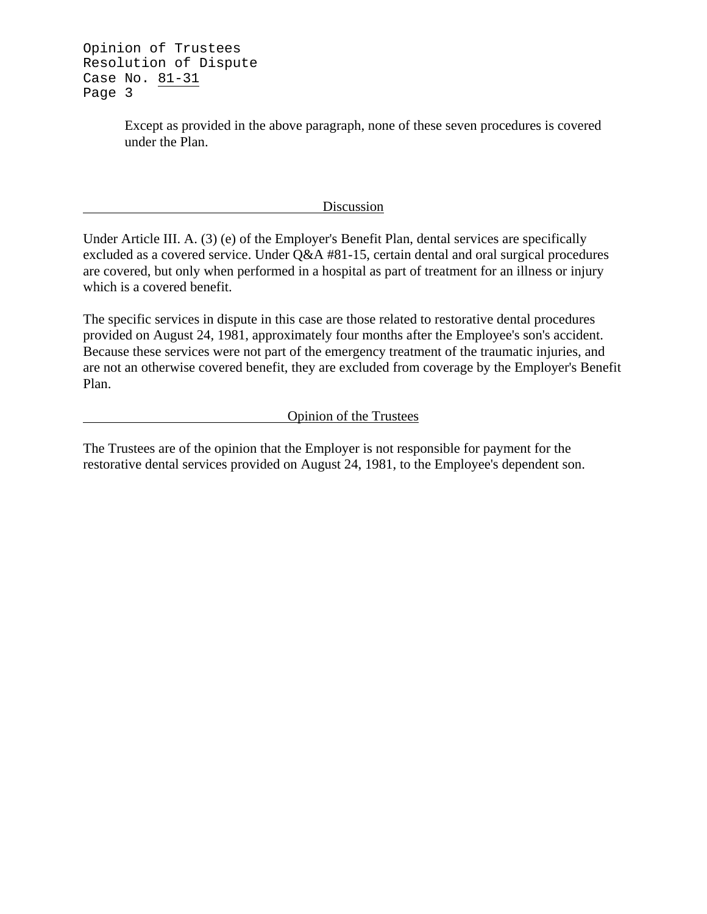Except as provided in the above paragraph, none of these seven procedures is covered under the Plan.

## Discussion

Under Article III. A. (3) (e) of the Employer's Benefit Plan, dental services are specifically excluded as a covered service. Under Q&A #81-15, certain dental and oral surgical procedures are covered, but only when performed in a hospital as part of treatment for an illness or injury which is a covered benefit.

The specific services in dispute in this case are those related to restorative dental procedures provided on August 24, 1981, approximately four months after the Employee's son's accident. Because these services were not part of the emergency treatment of the traumatic injuries, and are not an otherwise covered benefit, they are excluded from coverage by the Employer's Benefit Plan.

## Opinion of the Trustees

The Trustees are of the opinion that the Employer is not responsible for payment for the restorative dental services provided on August 24, 1981, to the Employee's dependent son.